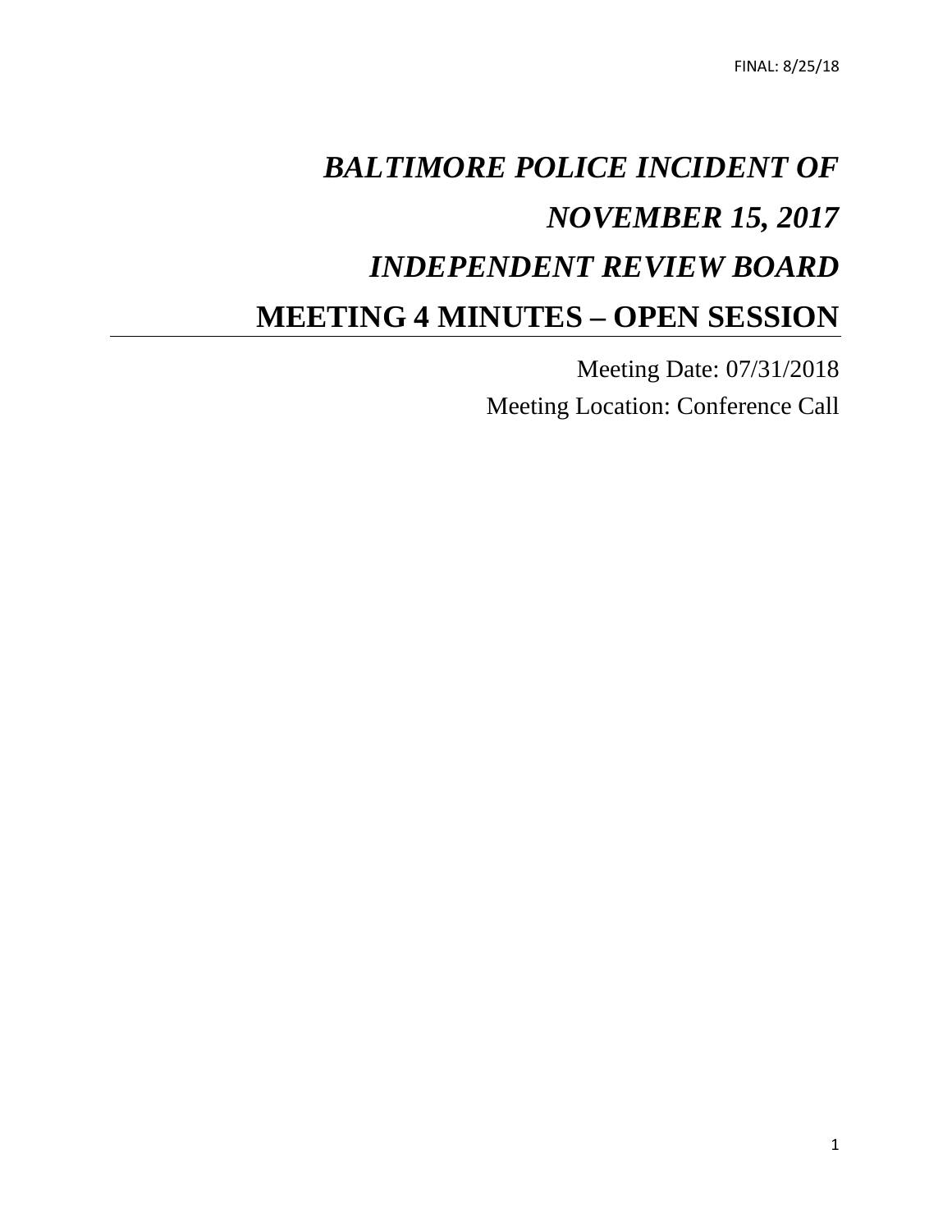FINAL: 8/25/18

# *BALTIMORE POLICE INCIDENT OF NOVEMBER 15, 2017*

# *INDEPENDENT REVIEW BOARD*

# MEETING 4 MINUTES – OPEN SESSION

Meeting Date: 07/31/2018

Meeting Location: Conference Call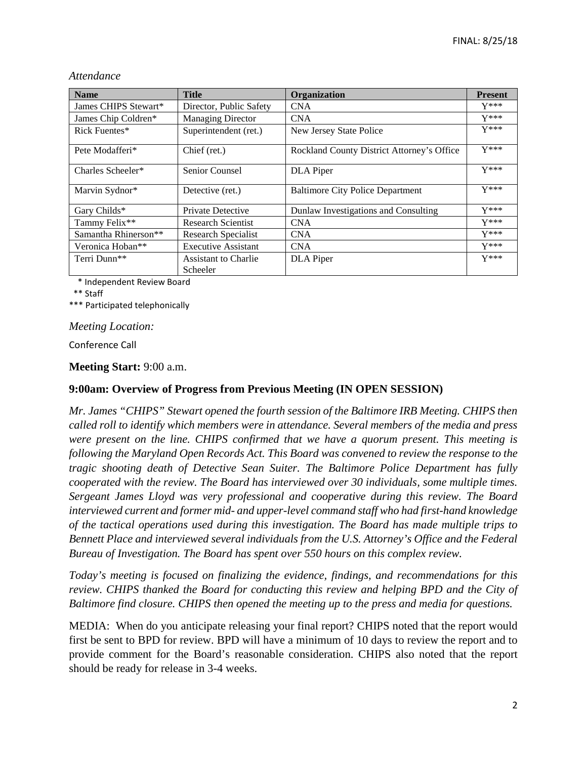*Attendance*

| Name | Title | Organization | Present |
|---|---|---|---|
| James CHIPS Stewart* | Director, Public Safety | CNA | Y*** |
| James Chip Coldren* | Managing Director | CNA | Y*** |
| Rick Fuentes* | Superintendent (ret.) | New Jersey State Police | Y*** |
| Pete Modafferi* | Chief (ret.) | Rockland County District Attorney's Office | Y*** |
| Charles Scheeler* | Senior Counsel | DLA Piper | Y*** |
| Marvin Sydnor* | Detective (ret.) | Baltimore City Police Department | Y*** |
| Gary Childs* | Private Detective | Dunlaw Investigations and Consulting | Y*** |
| Tammy Felix** | Research Scientist | CNA | Y*** |
| Samantha Rhinerson** | Research Specialist | CNA | Y*** |
| Veronica Hoban** | Executive Assistant | CNA | Y*** |
| Terri Dunn** | Assistant to Charlie Scheeler | DLA Piper | Y*** |

\* Independent Review Board
** Staff
*** Participated telephonically

*Meeting Location:*

Conference Call

**Meeting Start:** 9:00 a.m.

**9:00am: Overview of Progress from Previous Meeting (IN OPEN SESSION)**

*Mr. James "CHIPS" Stewart opened the fourth session of the Baltimore IRB Meeting. CHIPS then called roll to identify which members were in attendance. Several members of the media and press were present on the line. CHIPS confirmed that we have a quorum present. This meeting is following the Maryland Open Records Act. This Board was convened to review the response to the tragic shooting death of Detective Sean Suiter. The Baltimore Police Department has fully cooperated with the review. The Board has interviewed over 30 individuals, some multiple times. Sergeant James Lloyd was very professional and cooperative during this review. The Board interviewed current and former mid- and upper-level command staff who had first-hand knowledge of the tactical operations used during this investigation. The Board has made multiple trips to Bennett Place and interviewed several individuals from the U.S. Attorney's Office and the Federal Bureau of Investigation. The Board has spent over 550 hours on this complex review.*

*Today's meeting is focused on finalizing the evidence, findings, and recommendations for this review. CHIPS thanked the Board for conducting this review and helping BPD and the City of Baltimore find closure. CHIPS then opened the meeting up to the press and media for questions.*

MEDIA: When do you anticipate releasing your final report? CHIPS noted that the report would first be sent to BPD for review. BPD will have a minimum of 10 days to review the report and to provide comment for the Board's reasonable consideration. CHIPS also noted that the report should be ready for release in 3-4 weeks.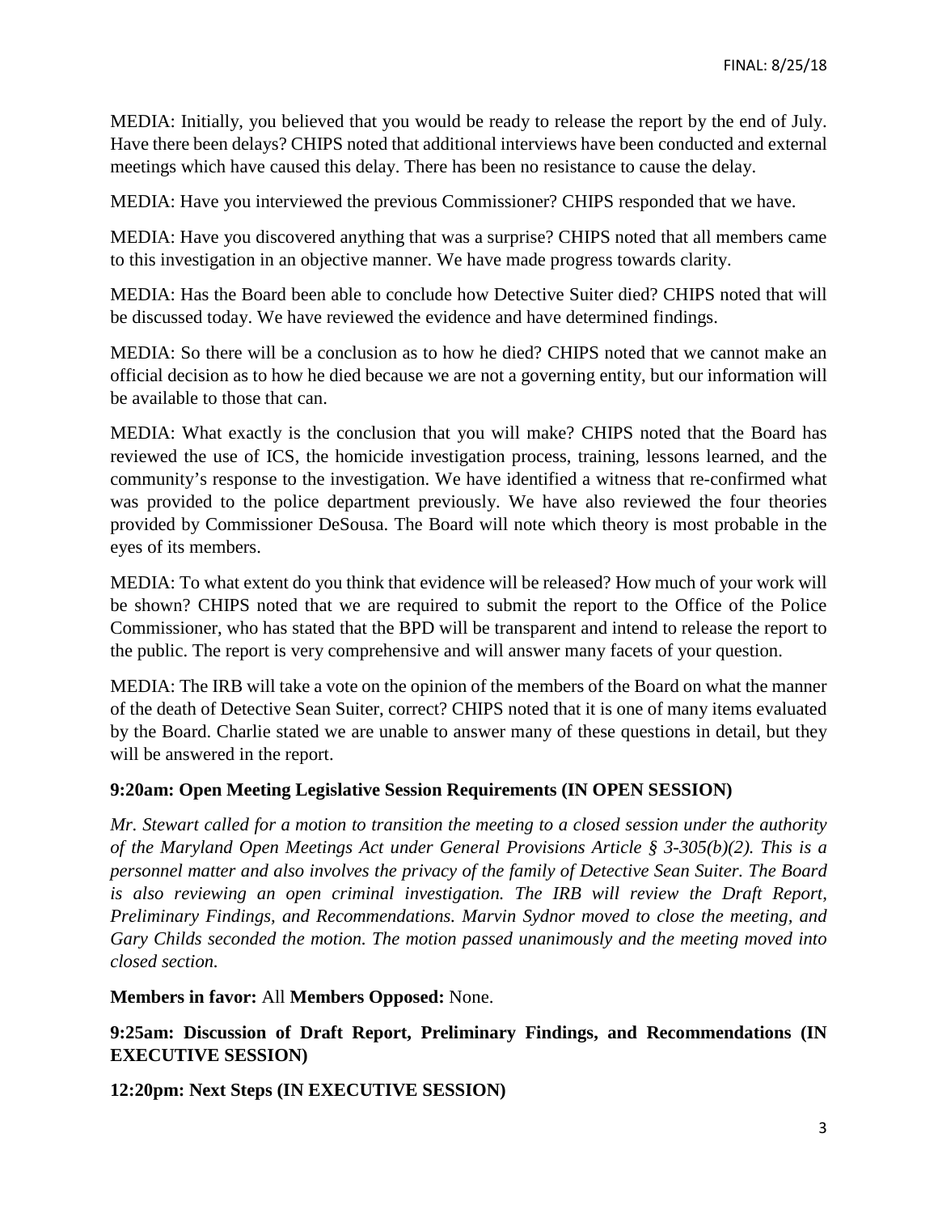MEDIA: Initially, you believed that you would be ready to release the report by the end of July. Have there been delays? CHIPS noted that additional interviews have been conducted and external meetings which have caused this delay. There has been no resistance to cause the delay.

MEDIA: Have you interviewed the previous Commissioner? CHIPS responded that we have.

MEDIA: Have you discovered anything that was a surprise? CHIPS noted that all members came to this investigation in an objective manner. We have made progress towards clarity.

MEDIA: Has the Board been able to conclude how Detective Suiter died? CHIPS noted that will be discussed today. We have reviewed the evidence and have determined findings.

MEDIA: So there will be a conclusion as to how he died? CHIPS noted that we cannot make an official decision as to how he died because we are not a governing entity, but our information will be available to those that can.

MEDIA: What exactly is the conclusion that you will make? CHIPS noted that the Board has reviewed the use of ICS, the homicide investigation process, training, lessons learned, and the community's response to the investigation. We have identified a witness that re-confirmed what was provided to the police department previously. We have also reviewed the four theories provided by Commissioner DeSousa. The Board will note which theory is most probable in the eyes of its members.

MEDIA: To what extent do you think that evidence will be released? How much of your work will be shown? CHIPS noted that we are required to submit the report to the Office of the Police Commissioner, who has stated that the BPD will be transparent and intend to release the report to the public. The report is very comprehensive and will answer many facets of your question.

MEDIA: The IRB will take a vote on the opinion of the members of the Board on what the manner of the death of Detective Sean Suiter, correct? CHIPS noted that it is one of many items evaluated by the Board. Charlie stated we are unable to answer many of these questions in detail, but they will be answered in the report.

**9:20am: Open Meeting Legislative Session Requirements (IN OPEN SESSION)**

*Mr. Stewart called for a motion to transition the meeting to a closed session under the authority of the Maryland Open Meetings Act under General Provisions Article § 3-305(b)(2). This is a personnel matter and also involves the privacy of the family of Detective Sean Suiter. The Board is also reviewing an open criminal investigation. The IRB will review the Draft Report, Preliminary Findings, and Recommendations. Marvin Sydnor moved to close the meeting, and Gary Childs seconded the motion. The motion passed unanimously and the meeting moved into closed section.*

**Members in favor:** All **Members Opposed:** None.

**9:25am: Discussion of Draft Report, Preliminary Findings, and Recommendations (IN EXECUTIVE SESSION)**

**12:20pm: Next Steps (IN EXECUTIVE SESSION)**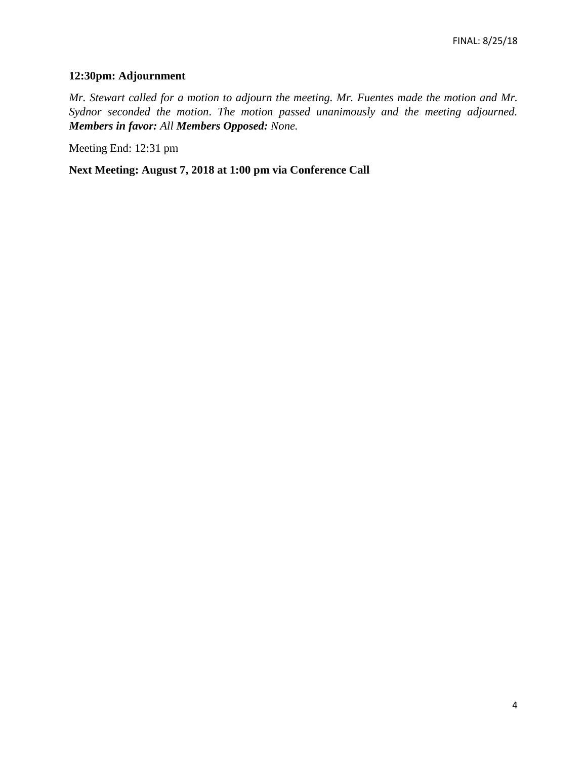FINAL: 8/25/18

### 12:30pm: Adjournment

*Mr. Stewart called for a motion to adjourn the meeting. Mr. Fuentes made the motion and Mr. Sydnor seconded the motion. The motion passed unanimously and the meeting adjourned.* ***Members in favor:*** *All* ***Members Opposed:*** *None.*

Meeting End: 12:31 pm

**Next Meeting: August 7, 2018 at 1:00 pm via Conference Call**